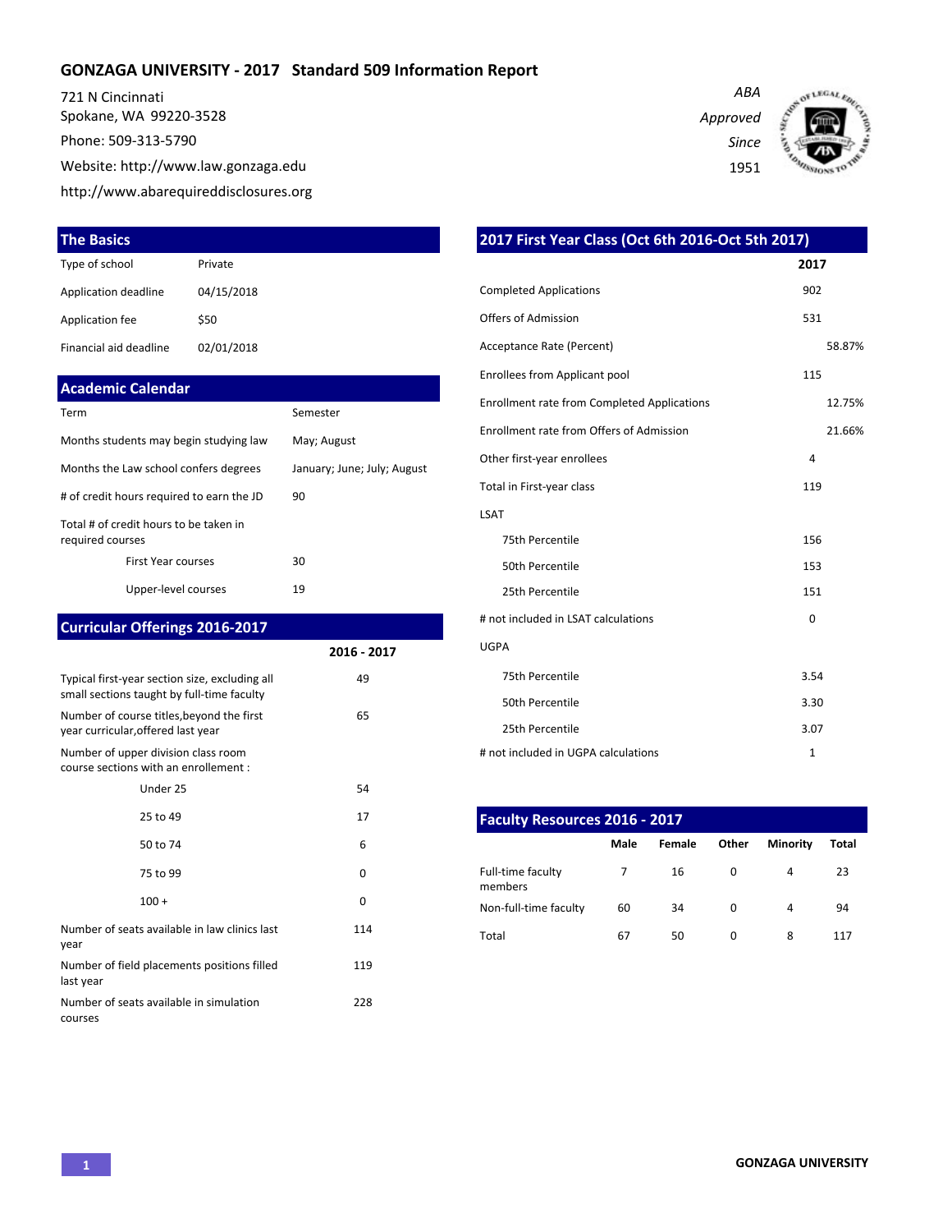# GONZAGA UNIVERSITY - 2017 Standard 509 Information Report

721 N Cincinnati
Spokane, WA 99220-3528
Phone: 509-313-5790
Website: http://www.law.gonzaga.edu
http://www.abarequireddisclosures.org

*ABA Approved Since 1951*

## The Basics

| | |
|---|---|
| Type of school | Private |
| Application deadline | 04/15/2018 |
| Application fee | $50 |
| Financial aid deadline | 02/01/2018 |

## Academic Calendar

| | |
|---|---|
| Term | Semester |
| Months students may begin studying law | May; August |
| Months the Law school confers degrees | January; June; July; August |
| # of credit hours required to earn the JD | 90 |
| Total # of credit hours to be taken in required courses | |
| First Year courses | 30 |
| Upper-level courses | 19 |

## Curricular Offerings 2016-2017

| | 2016 - 2017 |
|---|---|
| Typical first-year section size, excluding all small sections taught by full-time faculty | 49 |
| Number of course titles,beyond the first year curricular,offered last year | 65 |
| Number of upper division class room course sections with an enrollement : | |
| Under 25 | 54 |
| 25 to 49 | 17 |
| 50 to 74 | 6 |
| 75 to 99 | 0 |
| 100 + | 0 |
| Number of seats available in law clinics last year | 114 |
| Number of field placements positions filled last year | 119 |
| Number of seats available in simulation courses | 228 |

## 2017 First Year Class (Oct 6th 2016-Oct 5th 2017)

| | 2017 |
|---|---|
| Completed Applications | 902 |
| Offers of Admission | 531 |
| Acceptance Rate (Percent) | 58.87% |
| Enrollees from Applicant pool | 115 |
| Enrollment rate from Completed Applications | 12.75% |
| Enrollment rate from Offers of Admission | 21.66% |
| Other first-year enrollees | 4 |
| Total in First-year class | 119 |
| LSAT | |
| 75th Percentile | 156 |
| 50th Percentile | 153 |
| 25th Percentile | 151 |
| # not included in LSAT calculations | 0 |
| UGPA | |
| 75th Percentile | 3.54 |
| 50th Percentile | 3.30 |
| 25th Percentile | 3.07 |
| # not included in UGPA calculations | 1 |

## Faculty Resources 2016 - 2017

| | Male | Female | Other | Minority | Total |
|---|---|---|---|---|---|
| Full-time faculty members | 7 | 16 | 0 | 4 | 23 |
| Non-full-time faculty | 60 | 34 | 0 | 4 | 94 |
| Total | 67 | 50 | 0 | 8 | 117 |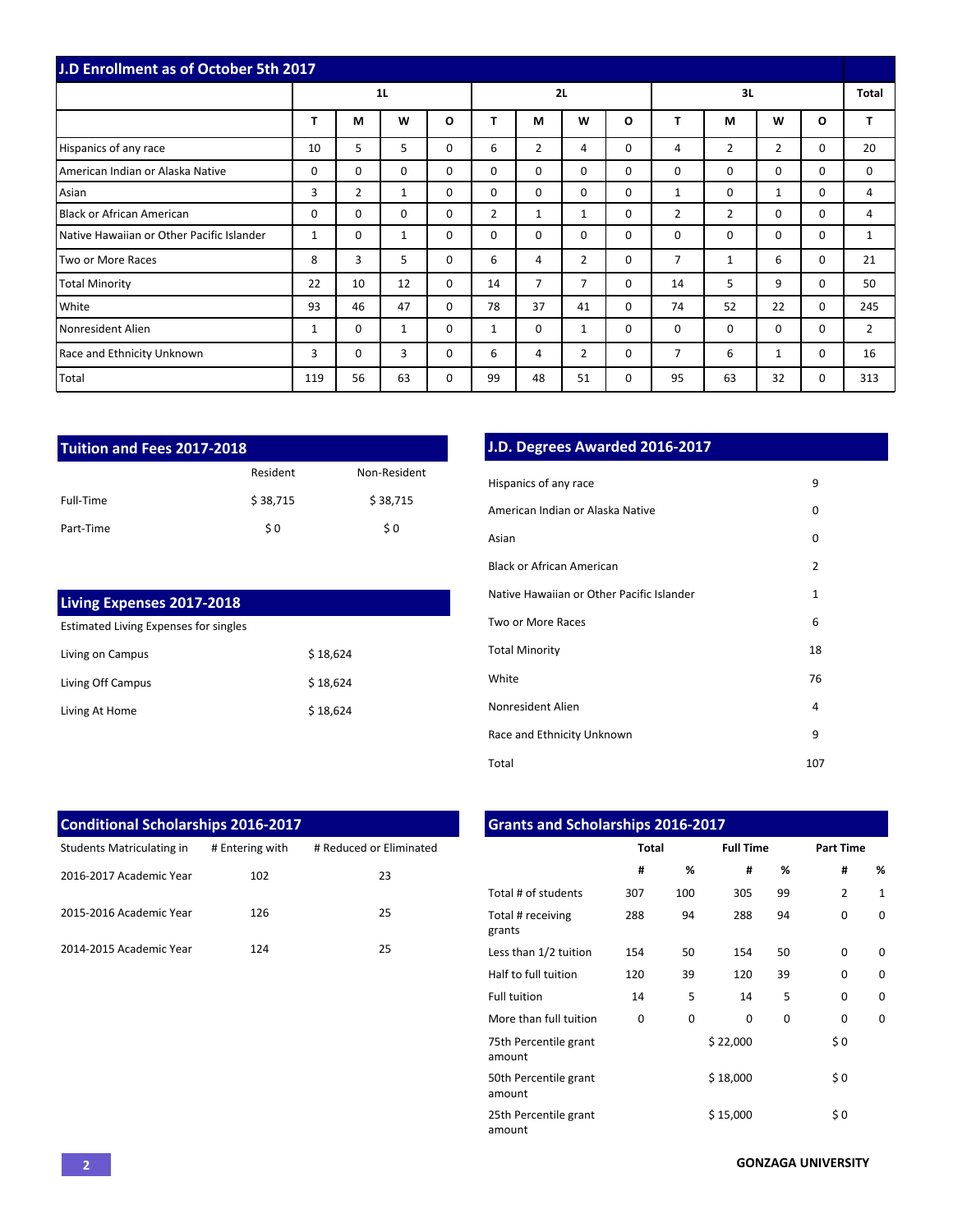## J.D Enrollment as of October 5th 2017

| | 1L | | | | 2L | | | | 3L | | | | Total |
|---|---|---|---|---|---|---|---|---|---|---|---|---|---|
| | T | M | W | O | T | M | W | O | T | M | W | O | T |
| Hispanics of any race | 10 | 5 | 5 | 0 | 6 | 2 | 4 | 0 | 4 | 2 | 2 | 0 | 20 |
| American Indian or Alaska Native | 0 | 0 | 0 | 0 | 0 | 0 | 0 | 0 | 0 | 0 | 0 | 0 | 0 |
| Asian | 3 | 2 | 1 | 0 | 0 | 0 | 0 | 0 | 1 | 0 | 1 | 0 | 4 |
| Black or African American | 0 | 0 | 0 | 0 | 2 | 1 | 1 | 0 | 2 | 2 | 0 | 0 | 4 |
| Native Hawaiian or Other Pacific Islander | 1 | 0 | 1 | 0 | 0 | 0 | 0 | 0 | 0 | 0 | 0 | 0 | 1 |
| Two or More Races | 8 | 3 | 5 | 0 | 6 | 4 | 2 | 0 | 7 | 1 | 6 | 0 | 21 |
| Total Minority | 22 | 10 | 12 | 0 | 14 | 7 | 7 | 0 | 14 | 5 | 9 | 0 | 50 |
| White | 93 | 46 | 47 | 0 | 78 | 37 | 41 | 0 | 74 | 52 | 22 | 0 | 245 |
| Nonresident Alien | 1 | 0 | 1 | 0 | 1 | 0 | 1 | 0 | 0 | 0 | 0 | 0 | 2 |
| Race and Ethnicity Unknown | 3 | 0 | 3 | 0 | 6 | 4 | 2 | 0 | 7 | 6 | 1 | 0 | 16 |
| Total | 119 | 56 | 63 | 0 | 99 | 48 | 51 | 0 | 95 | 63 | 32 | 0 | 313 |

## Tuition and Fees 2017-2018

| | Resident | Non-Resident |
|---|---|---|
| Full-Time | $ 38,715 | $ 38,715 |
| Part-Time | $ 0 | $ 0 |

## Living Expenses 2017-2018

Estimated Living Expenses for singles

| | |
|---|---|
| Living on Campus | $ 18,624 |
| Living Off Campus | $ 18,624 |
| Living At Home | $ 18,624 |

## J.D. Degrees Awarded 2016-2017

| | |
|---|---|
| Hispanics of any race | 9 |
| American Indian or Alaska Native | 0 |
| Asian | 0 |
| Black or African American | 2 |
| Native Hawaiian or Other Pacific Islander | 1 |
| Two or More Races | 6 |
| Total Minority | 18 |
| White | 76 |
| Nonresident Alien | 4 |
| Race and Ethnicity Unknown | 9 |
| Total | 107 |

## Conditional Scholarships 2016-2017

| Students Matriculating in | # Entering with | # Reduced or Eliminated |
|---|---|---|
| 2016-2017 Academic Year | 102 | 23 |
| 2015-2016 Academic Year | 126 | 25 |
| 2014-2015 Academic Year | 124 | 25 |

## Grants and Scholarships 2016-2017

| | Total | | Full Time | | Part Time | |
|---|---|---|---|---|---|---|
| | # | % | # | % | # | % |
| Total # of students | 307 | 100 | 305 | 99 | 2 | 1 |
| Total # receiving grants | 288 | 94 | 288 | 94 | 0 | 0 |
| Less than 1/2 tuition | 154 | 50 | 154 | 50 | 0 | 0 |
| Half to full tuition | 120 | 39 | 120 | 39 | 0 | 0 |
| Full tuition | 14 | 5 | 14 | 5 | 0 | 0 |
| More than full tuition | 0 | 0 | 0 | 0 | 0 | 0 |
| 75th Percentile grant amount | | | $ 22,000 | | $ 0 | |
| 50th Percentile grant amount | | | $ 18,000 | | $ 0 | |
| 25th Percentile grant amount | | | $ 15,000 | | $ 0 | |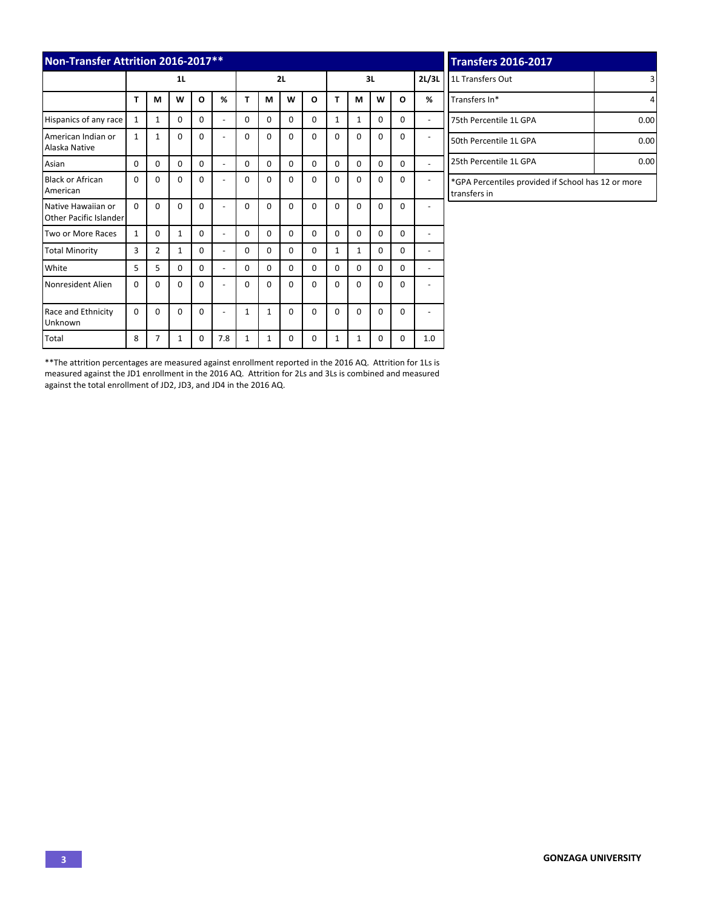## Non-Transfer Attrition 2016-2017**

| | 1L | | | | | 2L | | | | 3L | | | | 2L/3L |
|---|---|---|---|---|---|---|---|---|---|---|---|---|---|---|
| | T | M | W | O | % | T | M | W | O | T | M | W | O | % |
| Hispanics of any race | 1 | 1 | 0 | 0 | - | 0 | 0 | 0 | 0 | 1 | 1 | 0 | 0 | - |
| American Indian or Alaska Native | 1 | 1 | 0 | 0 | - | 0 | 0 | 0 | 0 | 0 | 0 | 0 | 0 | - |
| Asian | 0 | 0 | 0 | 0 | - | 0 | 0 | 0 | 0 | 0 | 0 | 0 | 0 | - |
| Black or African American | 0 | 0 | 0 | 0 | - | 0 | 0 | 0 | 0 | 0 | 0 | 0 | 0 | - |
| Native Hawaiian or Other Pacific Islander | 0 | 0 | 0 | 0 | - | 0 | 0 | 0 | 0 | 0 | 0 | 0 | 0 | - |
| Two or More Races | 1 | 0 | 1 | 0 | - | 0 | 0 | 0 | 0 | 0 | 0 | 0 | 0 | - |
| Total Minority | 3 | 2 | 1 | 0 | - | 0 | 0 | 0 | 0 | 1 | 1 | 0 | 0 | - |
| White | 5 | 5 | 0 | 0 | - | 0 | 0 | 0 | 0 | 0 | 0 | 0 | 0 | - |
| Nonresident Alien | 0 | 0 | 0 | 0 | - | 0 | 0 | 0 | 0 | 0 | 0 | 0 | 0 | - |
| Race and Ethnicity Unknown | 0 | 0 | 0 | 0 | - | 1 | 1 | 0 | 0 | 0 | 0 | 0 | 0 | - |
| Total | 8 | 7 | 1 | 0 | 7.8 | 1 | 1 | 0 | 0 | 1 | 1 | 0 | 0 | 1.0 |

**The attrition percentages are measured against enrollment reported in the 2016 AQ. Attrition for 1Ls is measured against the JD1 enrollment in the 2016 AQ. Attrition for 2Ls and 3Ls is combined and measured against the total enrollment of JD2, JD3, and JD4 in the 2016 AQ.

## Transfers 2016-2017

| | |
|---|---|
| 1L Transfers Out | 3 |
| Transfers In* | 4 |
| 75th Percentile 1L GPA | 0.00 |
| 50th Percentile 1L GPA | 0.00 |
| 25th Percentile 1L GPA | 0.00 |

*GPA Percentiles provided if School has 12 or more transfers in

**GONZAGA UNIVERSITY**